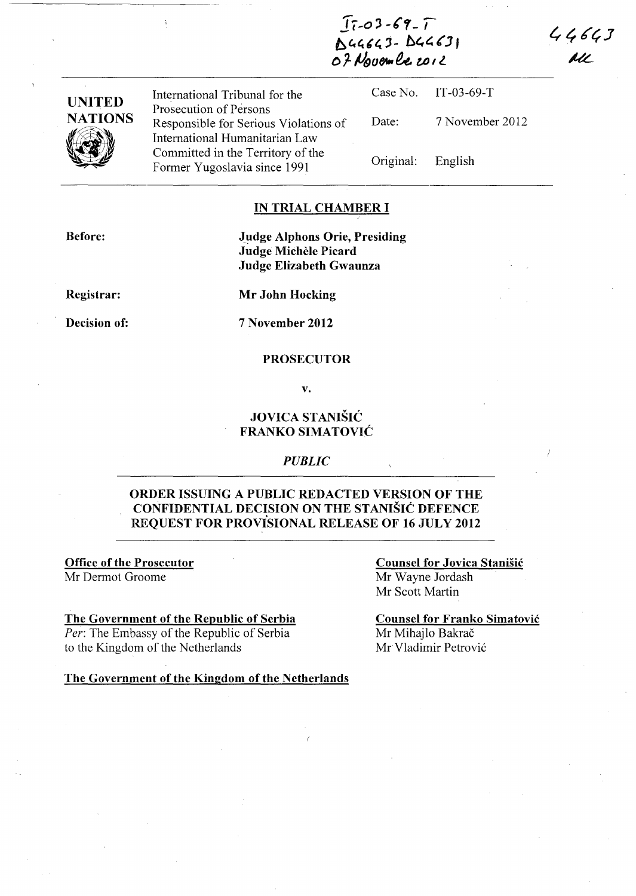IT-03-69-T
D44643- D44631
07 November 2012

44643
AL

UNITED NATIONS

International Tribunal for the Prosecution of Persons Responsible for Serious Violations of International Humanitarian Law Committed in the Territory of the Former Yugoslavia since 1991

Case No. IT-03-69-T

Date: 7 November 2012

Original: English

## IN TRIAL CHAMBER I

**Before:** **Judge Alphons Orie, Presiding**
**Judge Michèle Picard**
**Judge Elizabeth Gwaunza**

**Registrar:** **Mr John Hocking**

**Decision of:** **7 November 2012**

**PROSECUTOR**

**v.**

**JOVICA STANIŠIĆ**
**FRANKO SIMATOVIĆ**

***PUBLIC***

## ORDER ISSUING A PUBLIC REDACTED VERSION OF THE CONFIDENTIAL DECISION ON THE STANIŠIĆ DEFENCE REQUEST FOR PROVISIONAL RELEASE OF 16 JULY 2012

**Office of the Prosecutor**
Mr Dermot Groome

**The Government of the Republic of Serbia**
*Per*: The Embassy of the Republic of Serbia to the Kingdom of the Netherlands

**The Government of the Kingdom of the Netherlands**

**Counsel for Jovica Stanišić**
Mr Wayne Jordash
Mr Scott Martin

**Counsel for Franko Simatović**
Mr Mihajlo Bakrač
Mr Vladimir Petrović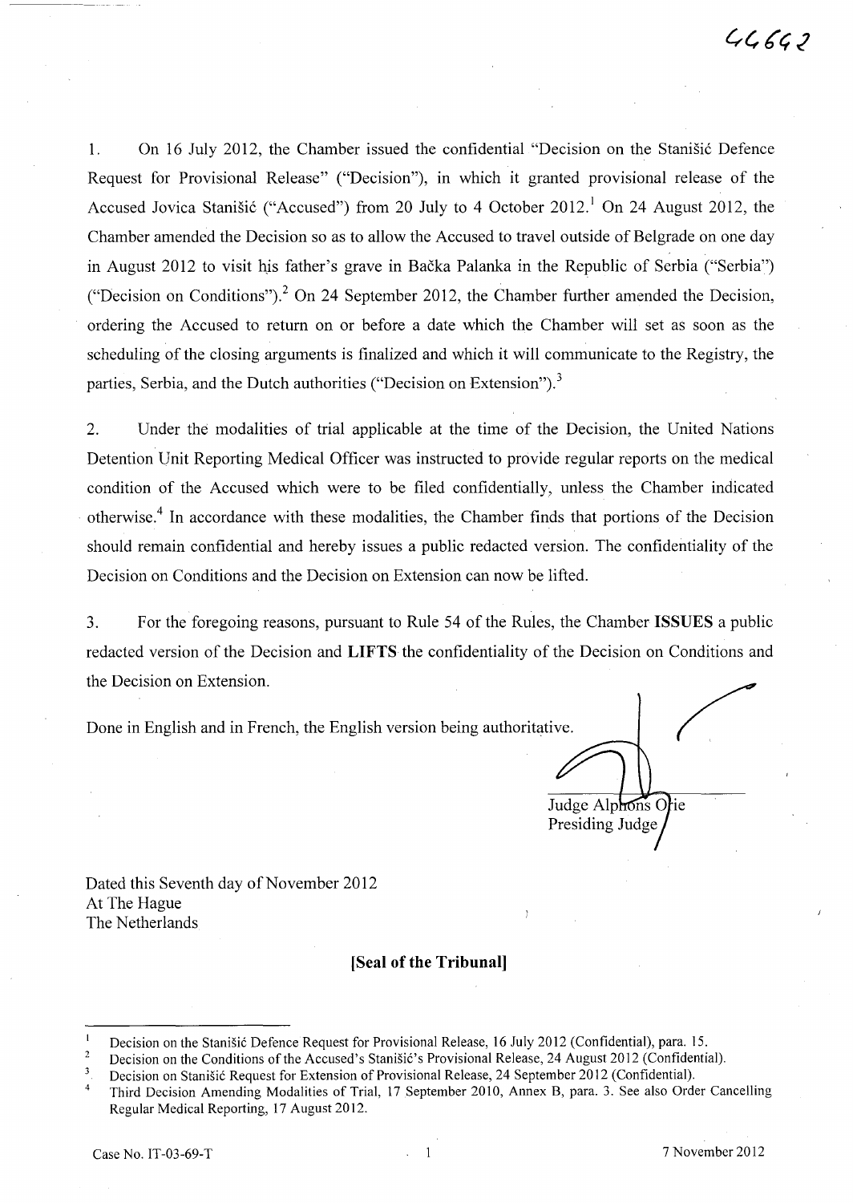1. On 16 July 2012, the Chamber issued the confidential "Decision on the Stanišić Defence Request for Provisional Release" ("Decision"), in which it granted provisional release of the Accused Jovica Stanišić ("Accused") from 20 July to 4 October 2012.[1] On 24 August 2012, the Chamber amended the Decision so as to allow the Accused to travel outside of Belgrade on one day in August 2012 to visit his father's grave in Bačka Palanka in the Republic of Serbia ("Serbia") ("Decision on Conditions").[2] On 24 September 2012, the Chamber further amended the Decision, ordering the Accused to return on or before a date which the Chamber will set as soon as the scheduling of the closing arguments is finalized and which it will communicate to the Registry, the parties, Serbia, and the Dutch authorities ("Decision on Extension").[3]

2. Under the modalities of trial applicable at the time of the Decision, the United Nations Detention Unit Reporting Medical Officer was instructed to provide regular reports on the medical condition of the Accused which were to be filed confidentially, unless the Chamber indicated otherwise.[4] In accordance with these modalities, the Chamber finds that portions of the Decision should remain confidential and hereby issues a public redacted version. The confidentiality of the Decision on Conditions and the Decision on Extension can now be lifted.

3. For the foregoing reasons, pursuant to Rule 54 of the Rules, the Chamber **ISSUES** a public redacted version of the Decision and **LIFTS** the confidentiality of the Decision on Conditions and the Decision on Extension.

Done in English and in French, the English version being authoritative.

Judge Alphons Orie
Presiding Judge

Dated this Seventh day of November 2012
At The Hague
The Netherlands

**[Seal of the Tribunal]**

---

[1] Decision on the Stanišić Defence Request for Provisional Release, 16 July 2012 (Confidential), para. 15.

[2] Decision on the Conditions of the Accused's Stanišić's Provisional Release, 24 August 2012 (Confidential).

[3] Decision on Stanišić Request for Extension of Provisional Release, 24 September 2012 (Confidential).

[4] Third Decision Amending Modalities of Trial, 17 September 2010, Annex B, para. 3. See also Order Cancelling Regular Medical Reporting, 17 August 2012.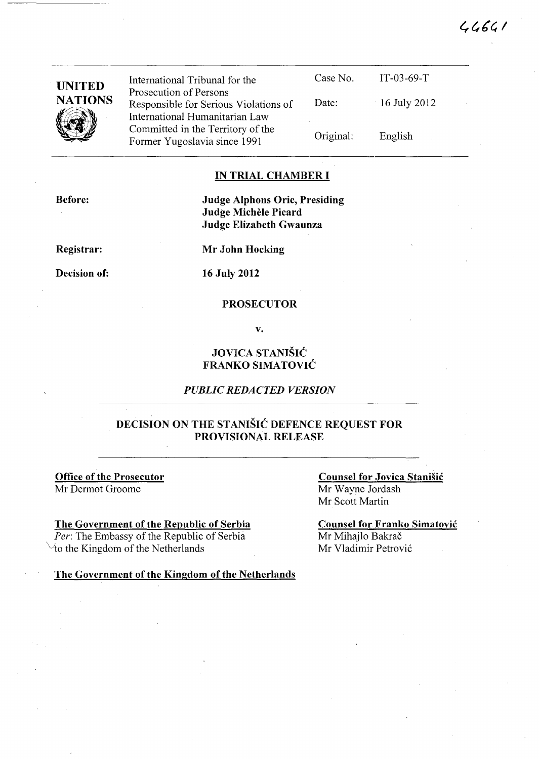44661

| UNITED NATIONS | International Tribunal for the Prosecution of Persons Responsible for Serious Violations of International Humanitarian Law Committed in the Territory of the Former Yugoslavia since 1991 | Case No. | IT-03-69-T |
|---|---|---|---|
| | | Date: | 16 July 2012 |
| | | Original: | English |

## IN TRIAL CHAMBER I

**Before:** **Judge Alphons Orie, Presiding**
**Judge Michèle Picard**
**Judge Elizabeth Gwaunza**

**Registrar:** **Mr John Hocking**

**Decision of:** **16 July 2012**

**PROSECUTOR**

**v.**

**JOVICA STANIŠIĆ**
**FRANKO SIMATOVIĆ**

*PUBLIC REDACTED VERSION*

## DECISION ON THE STANIŠIĆ DEFENCE REQUEST FOR PROVISIONAL RELEASE

**Office of the Prosecutor**
Mr Dermot Groome

**Counsel for Jovica Stanišić**
Mr Wayne Jordash
Mr Scott Martin

**The Government of the Republic of Serbia**
*Per*: The Embassy of the Republic of Serbia to the Kingdom of the Netherlands

**Counsel for Franko Simatović**
Mr Mihajlo Bakrač
Mr Vladimir Petrović

**The Government of the Kingdom of the Netherlands**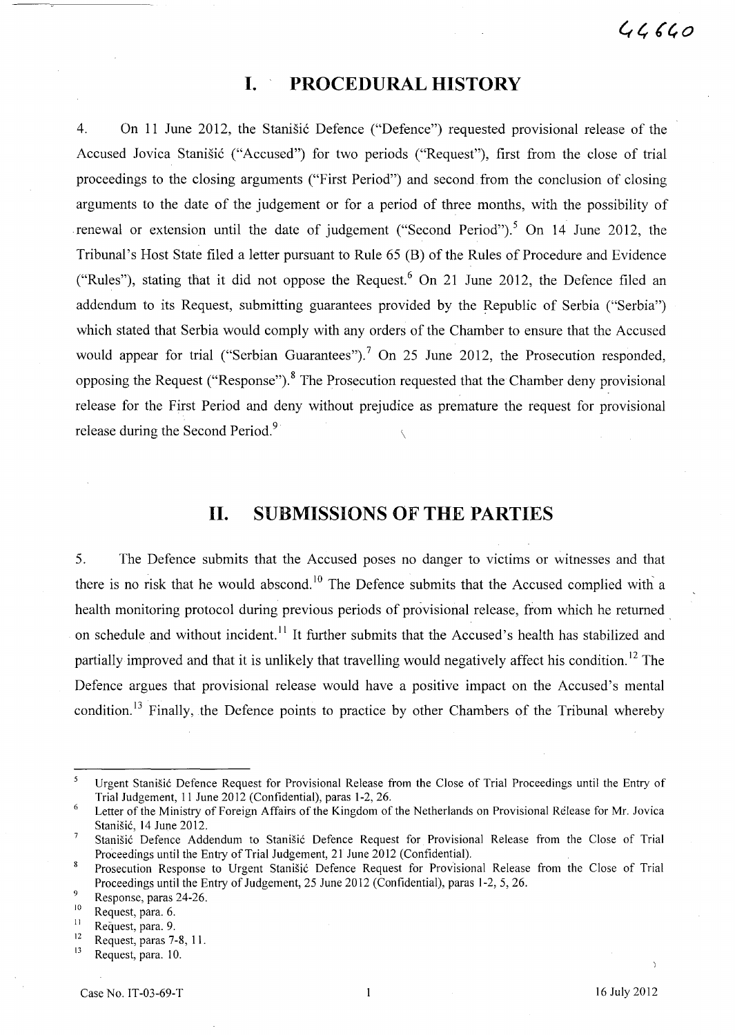# I. PROCEDURAL HISTORY

4. On 11 June 2012, the Stanišić Defence ("Defence") requested provisional release of the Accused Jovica Stanišić ("Accused") for two periods ("Request"), first from the close of trial proceedings to the closing arguments ("First Period") and second from the conclusion of closing arguments to the date of the judgement or for a period of three months, with the possibility of renewal or extension until the date of judgement ("Second Period").[5] On 14 June 2012, the Tribunal's Host State filed a letter pursuant to Rule 65 (B) of the Rules of Procedure and Evidence ("Rules"), stating that it did not oppose the Request.[6] On 21 June 2012, the Defence filed an addendum to its Request, submitting guarantees provided by the Republic of Serbia ("Serbia") which stated that Serbia would comply with any orders of the Chamber to ensure that the Accused would appear for trial ("Serbian Guarantees").[7] On 25 June 2012, the Prosecution responded, opposing the Request ("Response").[8] The Prosecution requested that the Chamber deny provisional release for the First Period and deny without prejudice as premature the request for provisional release during the Second Period.[9]

# II. SUBMISSIONS OF THE PARTIES

5. The Defence submits that the Accused poses no danger to victims or witnesses and that there is no risk that he would abscond.[10] The Defence submits that the Accused complied with a health monitoring protocol during previous periods of provisional release, from which he returned on schedule and without incident.[11] It further submits that the Accused's health has stabilized and partially improved and that it is unlikely that travelling would negatively affect his condition.[12] The Defence argues that provisional release would have a positive impact on the Accused's mental condition.[13] Finally, the Defence points to practice by other Chambers of the Tribunal whereby

---

[5] Urgent Stanišić Defence Request for Provisional Release from the Close of Trial Proceedings until the Entry of Trial Judgement, 11 June 2012 (Confidential), paras 1-2, 26.

[6] Letter of the Ministry of Foreign Affairs of the Kingdom of the Netherlands on Provisional Release for Mr. Jovica Stanišić, 14 June 2012.

[7] Stanišić Defence Addendum to Stanišić Defence Request for Provisional Release from the Close of Trial Proceedings until the Entry of Trial Judgement, 21 June 2012 (Confidential).

[8] Prosecution Response to Urgent Stanišić Defence Request for Provisional Release from the Close of Trial Proceedings until the Entry of Judgement, 25 June 2012 (Confidential), paras 1-2, 5, 26.

[9] Response, paras 24-26.

[10] Request, para. 6.

[11] Request, para. 9.

[12] Request, paras 7-8, 11.

[13] Request, para. 10.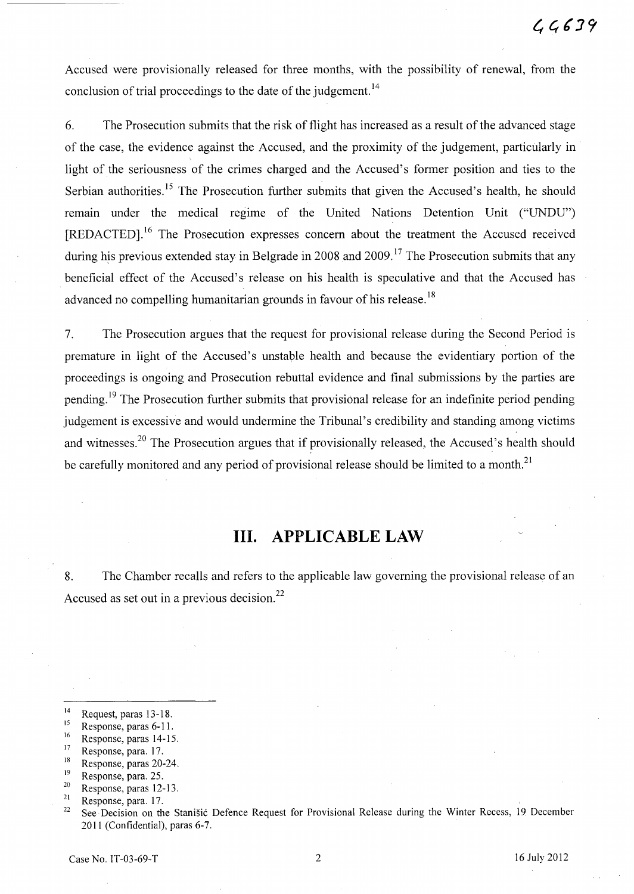Accused were provisionally released for three months, with the possibility of renewal, from the conclusion of trial proceedings to the date of the judgement.[14]

6. The Prosecution submits that the risk of flight has increased as a result of the advanced stage of the case, the evidence against the Accused, and the proximity of the judgement, particularly in light of the seriousness of the crimes charged and the Accused's former position and ties to the Serbian authorities.[15] The Prosecution further submits that given the Accused's health, he should remain under the medical regime of the United Nations Detention Unit ("UNDU") [REDACTED].[16] The Prosecution expresses concern about the treatment the Accused received during his previous extended stay in Belgrade in 2008 and 2009.[17] The Prosecution submits that any beneficial effect of the Accused's release on his health is speculative and that the Accused has advanced no compelling humanitarian grounds in favour of his release.[18]

7. The Prosecution argues that the request for provisional release during the Second Period is premature in light of the Accused's unstable health and because the evidentiary portion of the proceedings is ongoing and Prosecution rebuttal evidence and final submissions by the parties are pending.[19] The Prosecution further submits that provisional release for an indefinite period pending judgement is excessive and would undermine the Tribunal's credibility and standing among victims and witnesses.[20] The Prosecution argues that if provisionally released, the Accused's health should be carefully monitored and any period of provisional release should be limited to a month.[21]

# III. APPLICABLE LAW

8. The Chamber recalls and refers to the applicable law governing the provisional release of an Accused as set out in a previous decision.[22]

---

[14] Request, paras 13-18.
[15] Response, paras 6-11.
[16] Response, paras 14-15.
[17] Response, para. 17.
[18] Response, paras 20-24.
[19] Response, para. 25.
[20] Response, paras 12-13.
[21] Response, para. 17.
[22] See Decision on the Stanišić Defence Request for Provisional Release during the Winter Recess, 19 December 2011 (Confidential), paras 6-7.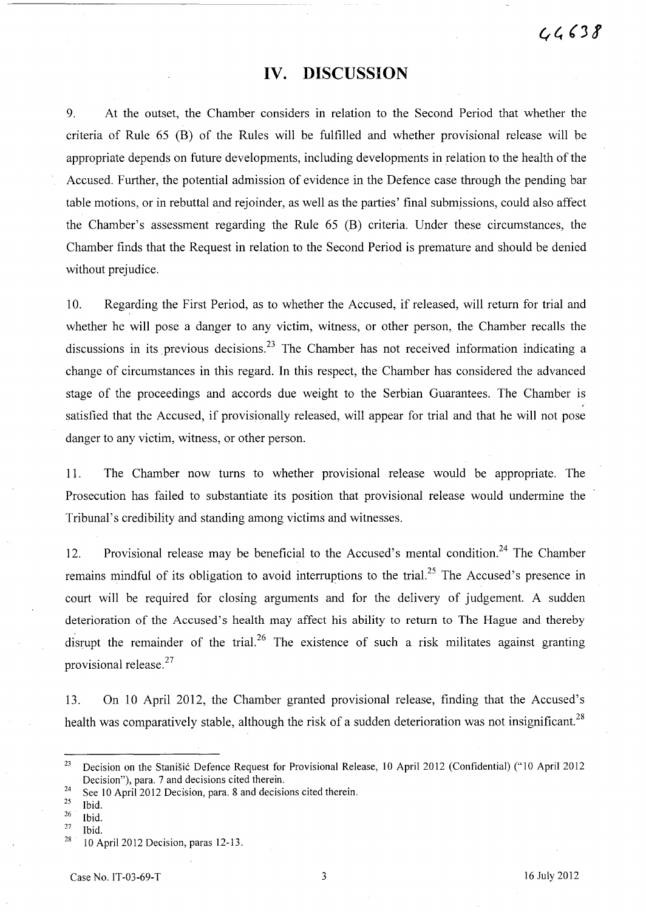## IV. DISCUSSION

9. At the outset, the Chamber considers in relation to the Second Period that whether the criteria of Rule 65 (B) of the Rules will be fulfilled and whether provisional release will be appropriate depends on future developments, including developments in relation to the health of the Accused. Further, the potential admission of evidence in the Defence case through the pending bar table motions, or in rebuttal and rejoinder, as well as the parties' final submissions, could also affect the Chamber's assessment regarding the Rule 65 (B) criteria. Under these circumstances, the Chamber finds that the Request in relation to the Second Period is premature and should be denied without prejudice.

10. Regarding the First Period, as to whether the Accused, if released, will return for trial and whether he will pose a danger to any victim, witness, or other person, the Chamber recalls the discussions in its previous decisions.[23] The Chamber has not received information indicating a change of circumstances in this regard. In this respect, the Chamber has considered the advanced stage of the proceedings and accords due weight to the Serbian Guarantees. The Chamber is satisfied that the Accused, if provisionally released, will appear for trial and that he will not pose danger to any victim, witness, or other person.

11. The Chamber now turns to whether provisional release would be appropriate. The Prosecution has failed to substantiate its position that provisional release would undermine the Tribunal's credibility and standing among victims and witnesses.

12. Provisional release may be beneficial to the Accused's mental condition.[24] The Chamber remains mindful of its obligation to avoid interruptions to the trial.[25] The Accused's presence in court will be required for closing arguments and for the delivery of judgement. A sudden deterioration of the Accused's health may affect his ability to return to The Hague and thereby disrupt the remainder of the trial.[26] The existence of such a risk militates against granting provisional release.[27]

13. On 10 April 2012, the Chamber granted provisional release, finding that the Accused's health was comparatively stable, although the risk of a sudden deterioration was not insignificant.[28]

---

[23] Decision on the Stanišić Defence Request for Provisional Release, 10 April 2012 (Confidential) ("10 April 2012 Decision"), para. 7 and decisions cited therein.

[24] See 10 April 2012 Decision, para. 8 and decisions cited therein.

[25] Ibid.

[26] Ibid.

[27] Ibid.

[28] 10 April 2012 Decision, paras 12-13.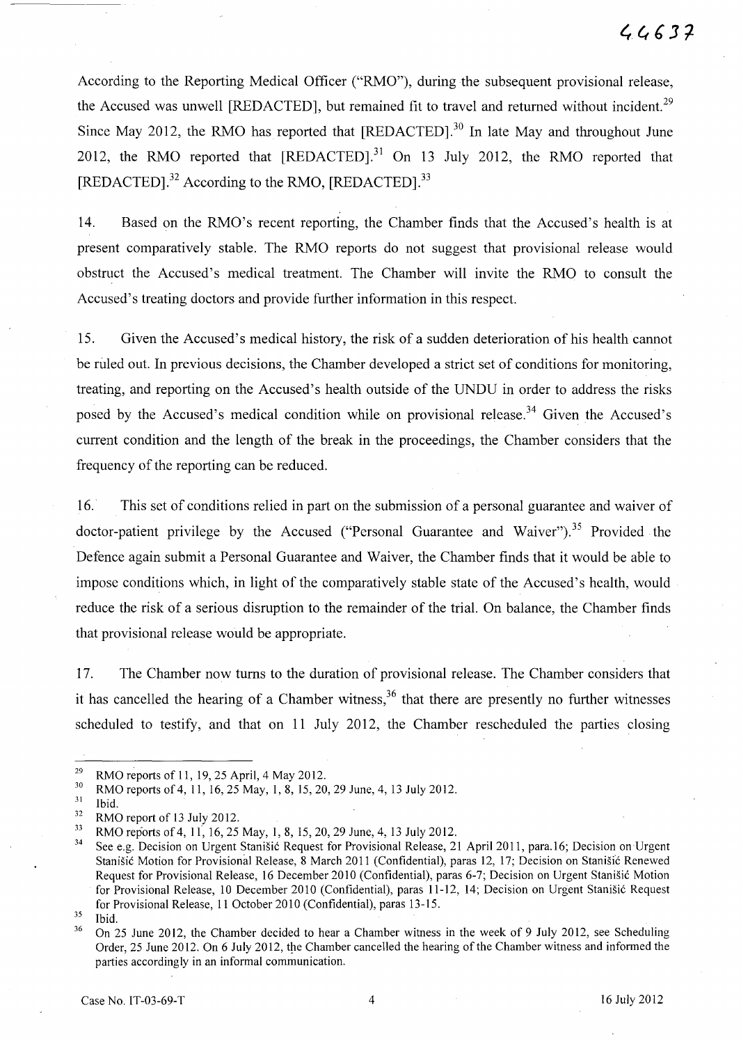According to the Reporting Medical Officer ("RMO"), during the subsequent provisional release, the Accused was unwell [REDACTED], but remained fit to travel and returned without incident.[29] Since May 2012, the RMO has reported that [REDACTED].[30] In late May and throughout June 2012, the RMO reported that [REDACTED].[31] On 13 July 2012, the RMO reported that [REDACTED].[32] According to the RMO, [REDACTED].[33]

14. Based on the RMO's recent reporting, the Chamber finds that the Accused's health is at present comparatively stable. The RMO reports do not suggest that provisional release would obstruct the Accused's medical treatment. The Chamber will invite the RMO to consult the Accused's treating doctors and provide further information in this respect.

15. Given the Accused's medical history, the risk of a sudden deterioration of his health cannot be ruled out. In previous decisions, the Chamber developed a strict set of conditions for monitoring, treating, and reporting on the Accused's health outside of the UNDU in order to address the risks posed by the Accused's medical condition while on provisional release.[34] Given the Accused's current condition and the length of the break in the proceedings, the Chamber considers that the frequency of the reporting can be reduced.

16. This set of conditions relied in part on the submission of a personal guarantee and waiver of doctor-patient privilege by the Accused ("Personal Guarantee and Waiver").[35] Provided the Defence again submit a Personal Guarantee and Waiver, the Chamber finds that it would be able to impose conditions which, in light of the comparatively stable state of the Accused's health, would reduce the risk of a serious disruption to the remainder of the trial. On balance, the Chamber finds that provisional release would be appropriate.

17. The Chamber now turns to the duration of provisional release. The Chamber considers that it has cancelled the hearing of a Chamber witness,[36] that there are presently no further witnesses scheduled to testify, and that on 11 July 2012, the Chamber rescheduled the parties closing

---

[29] RMO reports of 11, 19, 25 April, 4 May 2012.

[30] RMO reports of 4, 11, 16, 25 May, 1, 8, 15, 20, 29 June, 4, 13 July 2012.

[31] Ibid.

[32] RMO report of 13 July 2012.

[33] RMO reports of 4, 11, 16, 25 May, 1, 8, 15, 20, 29 June, 4, 13 July 2012.

[34] See e.g. Decision on Urgent Stanišić Request for Provisional Release, 21 April 2011, para.16; Decision on Urgent Stanišić Motion for Provisional Release, 8 March 2011 (Confidential), paras 12, 17; Decision on Stanišić Renewed Request for Provisional Release, 16 December 2010 (Confidential), paras 6-7; Decision on Urgent Stanišić Motion for Provisional Release, 10 December 2010 (Confidential), paras 11-12, 14; Decision on Urgent Stanišić Request for Provisional Release, 11 October 2010 (Confidential), paras 13-15.

[35] Ibid.

[36] On 25 June 2012, the Chamber decided to hear a Chamber witness in the week of 9 July 2012, see Scheduling Order, 25 June 2012. On 6 July 2012, the Chamber cancelled the hearing of the Chamber witness and informed the parties accordingly in an informal communication.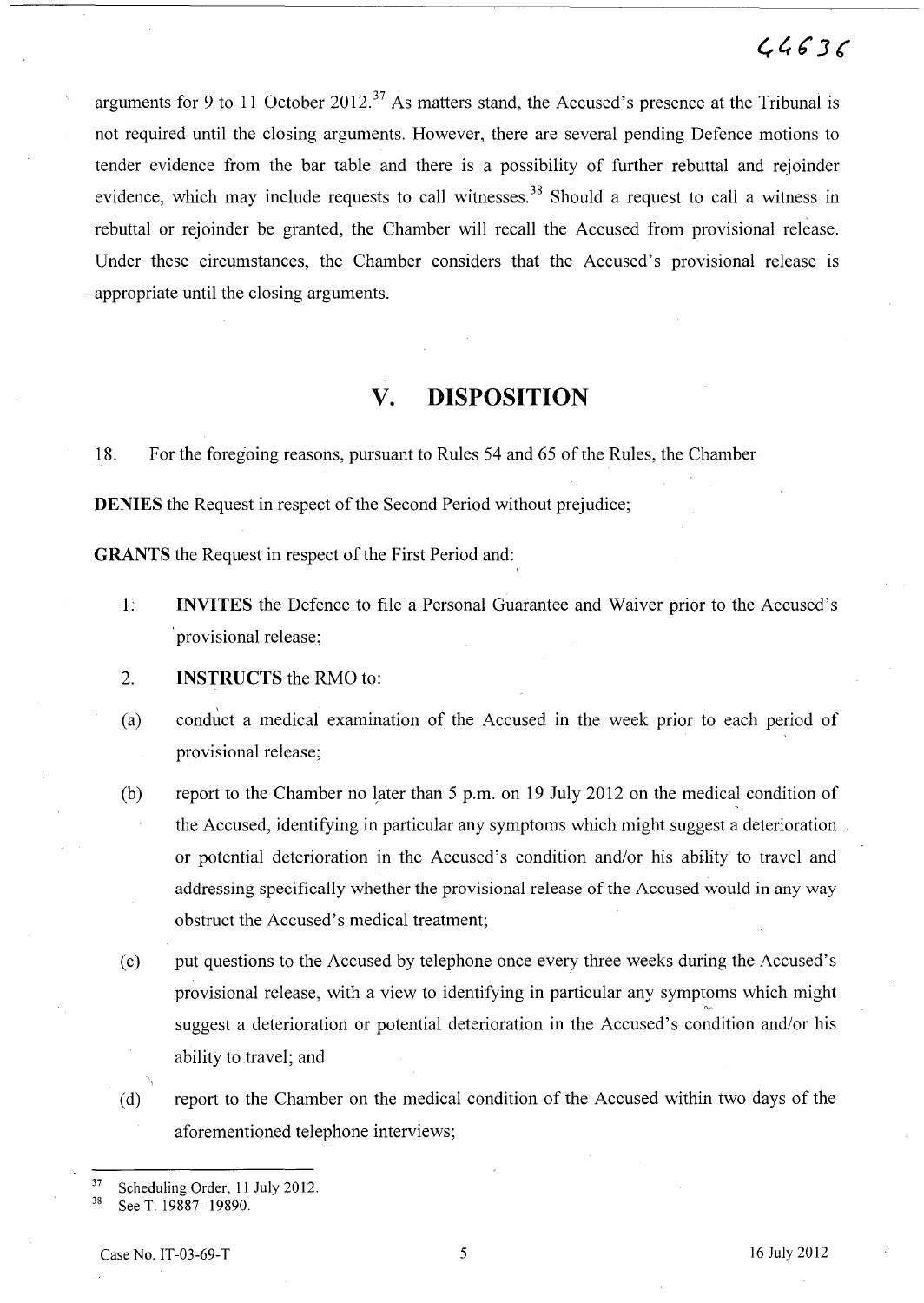arguments for 9 to 11 October 2012.[37] As matters stand, the Accused's presence at the Tribunal is not required until the closing arguments. However, there are several pending Defence motions to tender evidence from the bar table and there is a possibility of further rebuttal and rejoinder evidence, which may include requests to call witnesses.[38] Should a request to call a witness in rebuttal or rejoinder be granted, the Chamber will recall the Accused from provisional release. Under these circumstances, the Chamber considers that the Accused's provisional release is appropriate until the closing arguments.

# V. DISPOSITION

18. For the foregoing reasons, pursuant to Rules 54 and 65 of the Rules, the Chamber

**DENIES** the Request in respect of the Second Period without prejudice;

**GRANTS** the Request in respect of the First Period and:

1. **INVITES** the Defence to file a Personal Guarantee and Waiver prior to the Accused's provisional release;

2. **INSTRUCTS** the RMO to:

(a) conduct a medical examination of the Accused in the week prior to each period of provisional release;

(b) report to the Chamber no later than 5 p.m. on 19 July 2012 on the medical condition of the Accused, identifying in particular any symptoms which might suggest a deterioration or potential deterioration in the Accused's condition and/or his ability to travel and addressing specifically whether the provisional release of the Accused would in any way obstruct the Accused's medical treatment;

(c) put questions to the Accused by telephone once every three weeks during the Accused's provisional release, with a view to identifying in particular any symptoms which might suggest a deterioration or potential deterioration in the Accused's condition and/or his ability to travel; and

(d) report to the Chamber on the medical condition of the Accused within two days of the aforementioned telephone interviews;

---

[37] Scheduling Order, 11 July 2012.

[38] See T. 19887- 19890.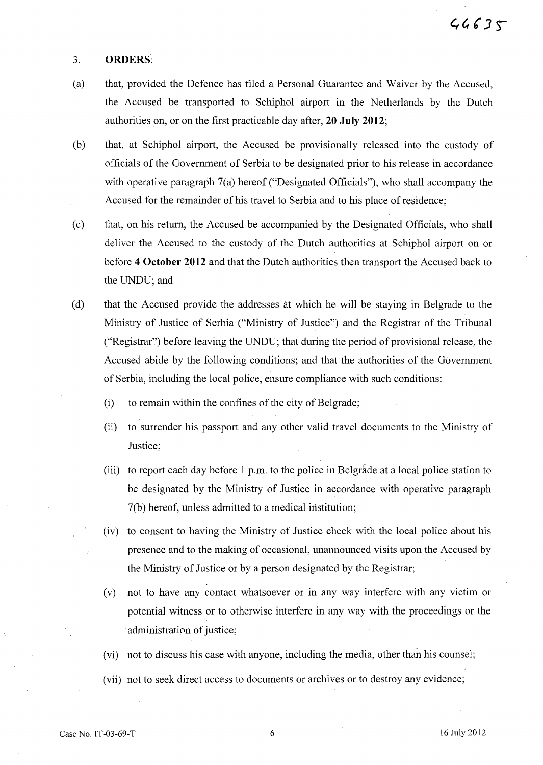3. **ORDERS**:

(a) that, provided the Defence has filed a Personal Guarantee and Waiver by the Accused, the Accused be transported to Schiphol airport in the Netherlands by the Dutch authorities on, or on the first practicable day after, **20 July 2012**;

(b) that, at Schiphol airport, the Accused be provisionally released into the custody of officials of the Government of Serbia to be designated prior to his release in accordance with operative paragraph 7(a) hereof ("Designated Officials"), who shall accompany the Accused for the remainder of his travel to Serbia and to his place of residence;

(c) that, on his return, the Accused be accompanied by the Designated Officials, who shall deliver the Accused to the custody of the Dutch authorities at Schiphol airport on or before **4 October 2012** and that the Dutch authorities then transport the Accused back to the UNDU; and

(d) that the Accused provide the addresses at which he will be staying in Belgrade to the Ministry of Justice of Serbia ("Ministry of Justice") and the Registrar of the Tribunal ("Registrar") before leaving the UNDU; that during the period of provisional release, the Accused abide by the following conditions; and that the authorities of the Government of Serbia, including the local police, ensure compliance with such conditions:

(i) to remain within the confines of the city of Belgrade;

(ii) to surrender his passport and any other valid travel documents to the Ministry of Justice;

(iii) to report each day before 1 p.m. to the police in Belgrade at a local police station to be designated by the Ministry of Justice in accordance with operative paragraph 7(b) hereof, unless admitted to a medical institution;

(iv) to consent to having the Ministry of Justice check with the local police about his presence and to the making of occasional, unannounced visits upon the Accused by the Ministry of Justice or by a person designated by the Registrar;

(v) not to have any contact whatsoever or in any way interfere with any victim or potential witness or to otherwise interfere in any way with the proceedings or the administration of justice;

(vi) not to discuss his case with anyone, including the media, other than his counsel;

(vii) not to seek direct access to documents or archives or to destroy any evidence;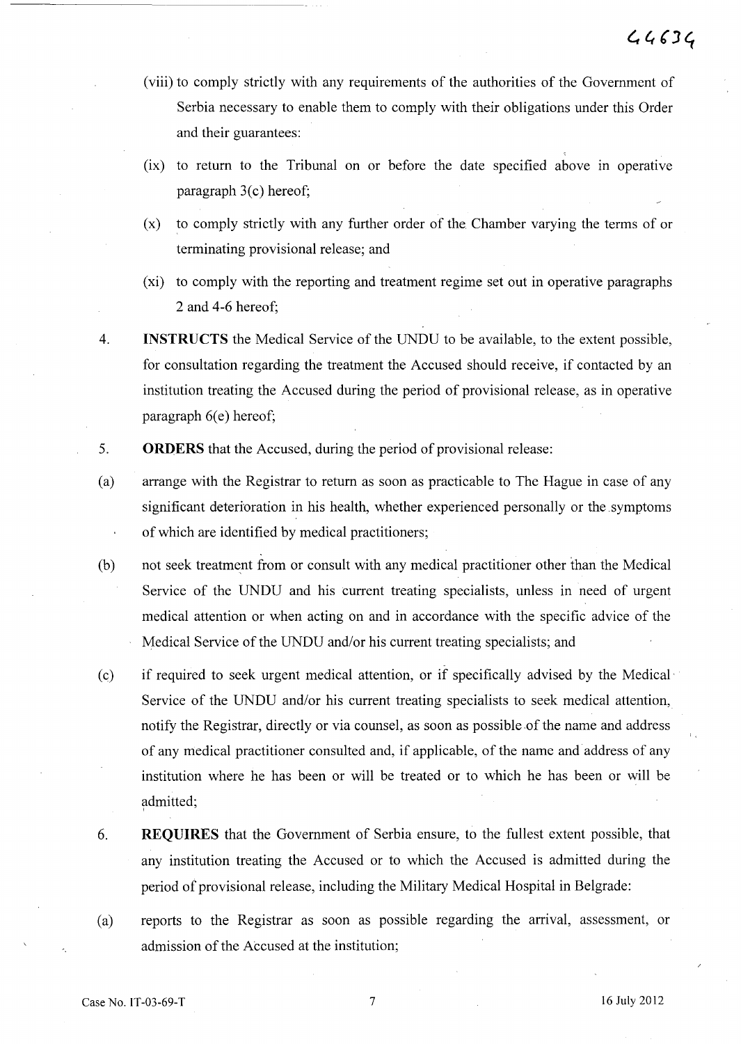(viii) to comply strictly with any requirements of the authorities of the Government of Serbia necessary to enable them to comply with their obligations under this Order and their guarantees:

(ix) to return to the Tribunal on or before the date specified above in operative paragraph 3(c) hereof;

(x) to comply strictly with any further order of the Chamber varying the terms of or terminating provisional release; and

(xi) to comply with the reporting and treatment regime set out in operative paragraphs 2 and 4-6 hereof;

4. **INSTRUCTS** the Medical Service of the UNDU to be available, to the extent possible, for consultation regarding the treatment the Accused should receive, if contacted by an institution treating the Accused during the period of provisional release, as in operative paragraph 6(e) hereof;

5. **ORDERS** that the Accused, during the period of provisional release:

(a) arrange with the Registrar to return as soon as practicable to The Hague in case of any significant deterioration in his health, whether experienced personally or the symptoms of which are identified by medical practitioners;

(b) not seek treatment from or consult with any medical practitioner other than the Medical Service of the UNDU and his current treating specialists, unless in need of urgent medical attention or when acting on and in accordance with the specific advice of the Medical Service of the UNDU and/or his current treating specialists; and

(c) if required to seek urgent medical attention, or if specifically advised by the Medical Service of the UNDU and/or his current treating specialists to seek medical attention, notify the Registrar, directly or via counsel, as soon as possible of the name and address of any medical practitioner consulted and, if applicable, of the name and address of any institution where he has been or will be treated or to which he has been or will be admitted;

6. **REQUIRES** that the Government of Serbia ensure, to the fullest extent possible, that any institution treating the Accused or to which the Accused is admitted during the period of provisional release, including the Military Medical Hospital in Belgrade:

(a) reports to the Registrar as soon as possible regarding the arrival, assessment, or admission of the Accused at the institution;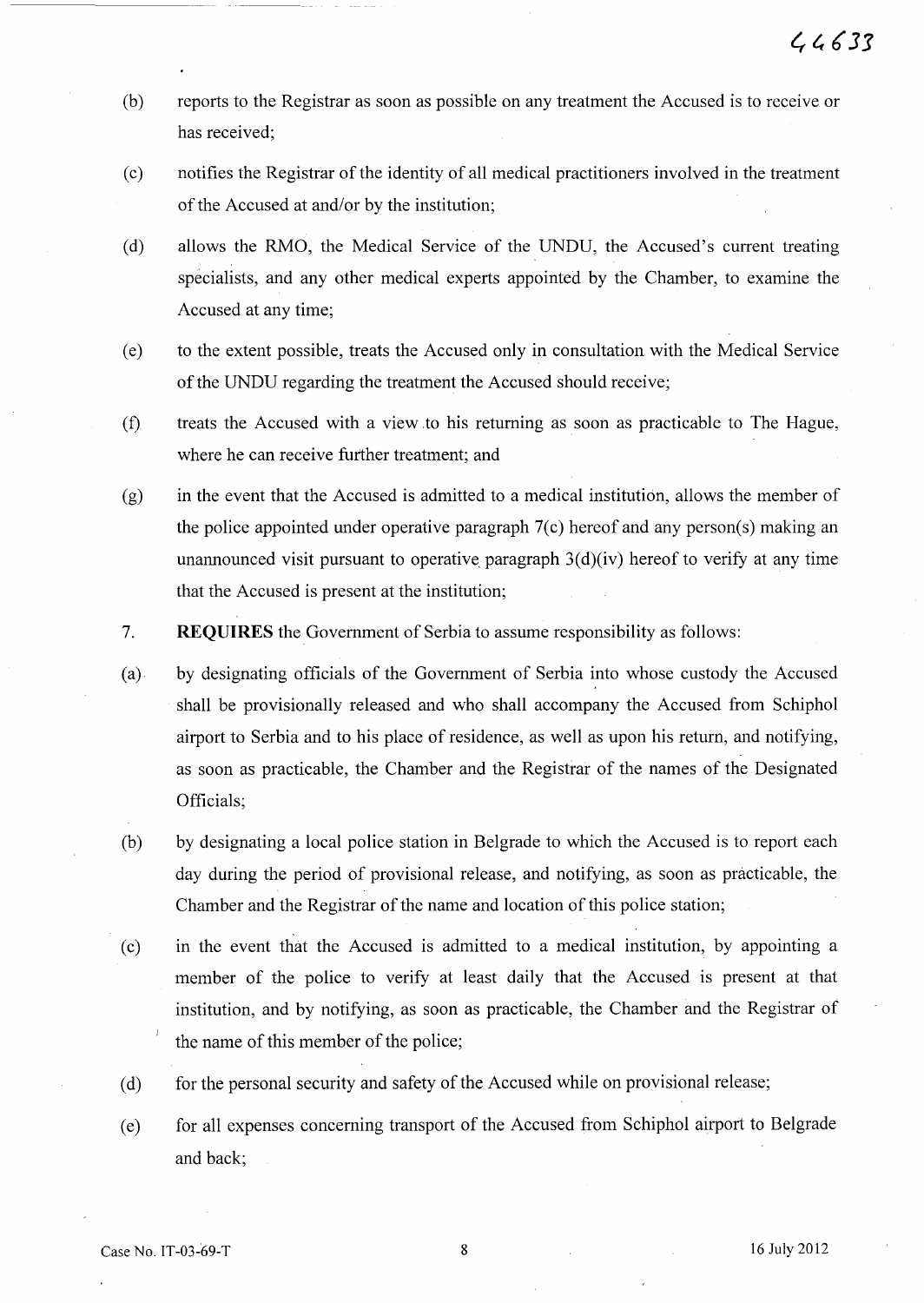(b) reports to the Registrar as soon as possible on any treatment the Accused is to receive or has received;

(c) notifies the Registrar of the identity of all medical practitioners involved in the treatment of the Accused at and/or by the institution;

(d) allows the RMO, the Medical Service of the UNDU, the Accused's current treating specialists, and any other medical experts appointed by the Chamber, to examine the Accused at any time;

(e) to the extent possible, treats the Accused only in consultation with the Medical Service of the UNDU regarding the treatment the Accused should receive;

(f) treats the Accused with a view to his returning as soon as practicable to The Hague, where he can receive further treatment; and

(g) in the event that the Accused is admitted to a medical institution, allows the member of the police appointed under operative paragraph 7(c) hereof and any person(s) making an unannounced visit pursuant to operative paragraph 3(d)(iv) hereof to verify at any time that the Accused is present at the institution;

7. **REQUIRES** the Government of Serbia to assume responsibility as follows:

(a) by designating officials of the Government of Serbia into whose custody the Accused shall be provisionally released and who shall accompany the Accused from Schiphol airport to Serbia and to his place of residence, as well as upon his return, and notifying, as soon as practicable, the Chamber and the Registrar of the names of the Designated Officials;

(b) by designating a local police station in Belgrade to which the Accused is to report each day during the period of provisional release, and notifying, as soon as practicable, the Chamber and the Registrar of the name and location of this police station;

(c) in the event that the Accused is admitted to a medical institution, by appointing a member of the police to verify at least daily that the Accused is present at that institution, and by notifying, as soon as practicable, the Chamber and the Registrar of the name of this member of the police;

(d) for the personal security and safety of the Accused while on provisional release;

(e) for all expenses concerning transport of the Accused from Schiphol airport to Belgrade and back;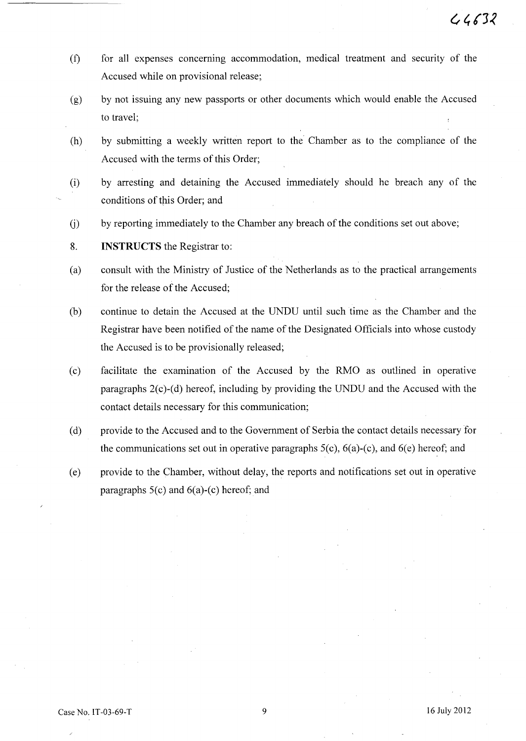(f) for all expenses concerning accommodation, medical treatment and security of the Accused while on provisional release;

(g) by not issuing any new passports or other documents which would enable the Accused to travel;

(h) by submitting a weekly written report to the Chamber as to the compliance of the Accused with the terms of this Order;

(i) by arresting and detaining the Accused immediately should he breach any of the conditions of this Order; and

(j) by reporting immediately to the Chamber any breach of the conditions set out above;

8. **INSTRUCTS** the Registrar to:

(a) consult with the Ministry of Justice of the Netherlands as to the practical arrangements for the release of the Accused;

(b) continue to detain the Accused at the UNDU until such time as the Chamber and the Registrar have been notified of the name of the Designated Officials into whose custody the Accused is to be provisionally released;

(c) facilitate the examination of the Accused by the RMO as outlined in operative paragraphs 2(c)-(d) hereof, including by providing the UNDU and the Accused with the contact details necessary for this communication;

(d) provide to the Accused and to the Government of Serbia the contact details necessary for the communications set out in operative paragraphs 5(c), 6(a)-(c), and 6(e) hereof; and

(e) provide to the Chamber, without delay, the reports and notifications set out in operative paragraphs 5(c) and 6(a)-(c) hereof; and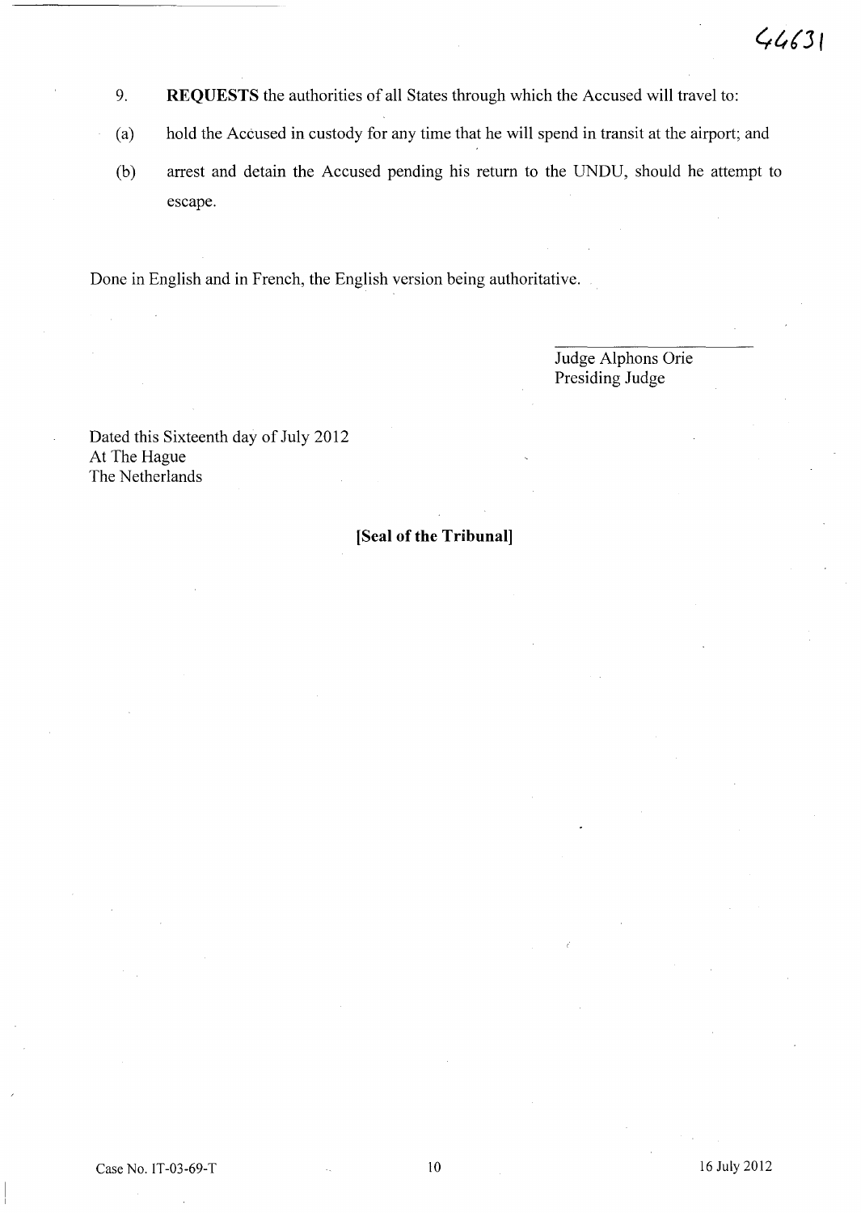9. **REQUESTS** the authorities of all States through which the Accused will travel to:

(a) hold the Accused in custody for any time that he will spend in transit at the airport; and

(b) arrest and detain the Accused pending his return to the UNDU, should he attempt to escape.

Done in English and in French, the English version being authoritative.

Judge Alphons Orie
Presiding Judge

Dated this Sixteenth day of July 2012
At The Hague
The Netherlands

**[Seal of the Tribunal]**